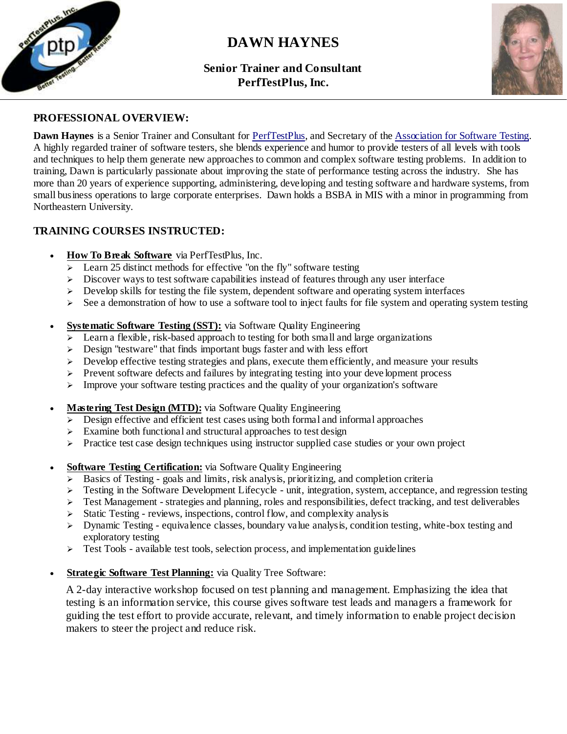# DAWN HAYNES

**Senior Trainer and Consultant**
**PerfTestPlus, Inc.**

## PROFESSIONAL OVERVIEW:

**Dawn Haynes** is a Senior Trainer and Consultant for PerfTestPlus, and Secretary of the Association for Software Testing. A highly regarded trainer of software testers, she blends experience and humor to provide testers of all levels with tools and techniques to help them generate new approaches to common and complex software testing problems. In addition to training, Dawn is particularly passionate about improving the state of performance testing across the industry. She has more than 20 years of experience supporting, administering, developing and testing software and hardware systems, from small business operations to large corporate enterprises. Dawn holds a BSBA in MIS with a minor in programming from Northeastern University.

## TRAINING COURSES INSTRUCTED:

- **How To Break Software** via PerfTestPlus, Inc.
  - Learn 25 distinct methods for effective "on the fly" software testing
  - Discover ways to test software capabilities instead of features through any user interface
  - Develop skills for testing the file system, dependent software and operating system interfaces
  - See a demonstration of how to use a software tool to inject faults for file system and operating system testing

- **Systematic Software Testing (SST):** via Software Quality Engineering
  - Learn a flexible, risk-based approach to testing for both small and large organizations
  - Design "testware" that finds important bugs faster and with less effort
  - Develop effective testing strategies and plans, execute them efficiently, and measure your results
  - Prevent software defects and failures by integrating testing into your development process
  - Improve your software testing practices and the quality of your organization's software

- **Mastering Test Design (MTD):** via Software Quality Engineering
  - Design effective and efficient test cases using both formal and informal approaches
  - Examine both functional and structural approaches to test design
  - Practice test case design techniques using instructor supplied case studies or your own project

- **Software Testing Certification:** via Software Quality Engineering
  - Basics of Testing - goals and limits, risk analysis, prioritizing, and completion criteria
  - Testing in the Software Development Lifecycle - unit, integration, system, acceptance, and regression testing
  - Test Management - strategies and planning, roles and responsibilities, defect tracking, and test deliverables
  - Static Testing - reviews, inspections, control flow, and complexity analysis
  - Dynamic Testing - equivalence classes, boundary value analysis, condition testing, white-box testing and exploratory testing
  - Test Tools - available test tools, selection process, and implementation guidelines

- **Strategic Software Test Planning:** via Quality Tree Software:

  A 2-day interactive workshop focused on test planning and management. Emphasizing the idea that testing is an information service, this course gives software test leads and managers a framework for guiding the test effort to provide accurate, relevant, and timely information to enable project decision makers to steer the project and reduce risk.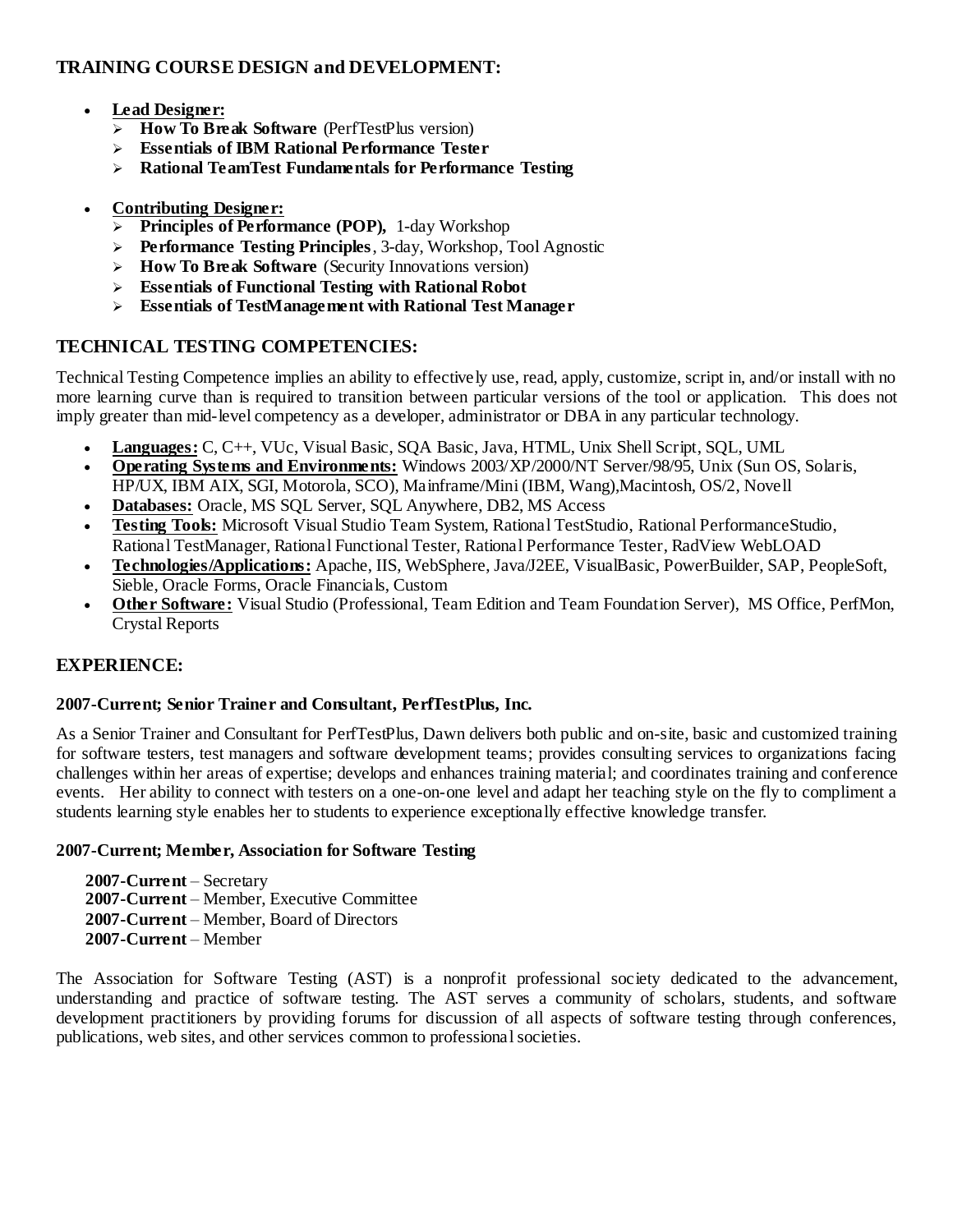## TRAINING COURSE DESIGN and DEVELOPMENT:

- **Lead Designer:**
  - **How To Break Software** (PerfTestPlus version)
  - **Essentials of IBM Rational Performance Tester**
  - **Rational TeamTest Fundamentals for Performance Testing**

- **Contributing Designer:**
  - **Principles of Performance (POP),** 1-day Workshop
  - **Performance Testing Principles**, 3-day, Workshop, Tool Agnostic
  - **How To Break Software** (Security Innovations version)
  - **Essentials of Functional Testing with Rational Robot**
  - **Essentials of TestManagement with Rational Test Manager**

## TECHNICAL TESTING COMPETENCIES:

Technical Testing Competence implies an ability to effectively use, read, apply, customize, script in, and/or install with no more learning curve than is required to transition between particular versions of the tool or application. This does not imply greater than mid-level competency as a developer, administrator or DBA in any particular technology.

- **Languages:** C, C++, VUc, Visual Basic, SQA Basic, Java, HTML, Unix Shell Script, SQL, UML
- **Operating Systems and Environments:** Windows 2003/XP/2000/NT Server/98/95, Unix (Sun OS, Solaris, HP/UX, IBM AIX, SGI, Motorola, SCO), Mainframe/Mini (IBM, Wang),Macintosh, OS/2, Novell
- **Databases:** Oracle, MS SQL Server, SQL Anywhere, DB2, MS Access
- **Testing Tools:** Microsoft Visual Studio Team System, Rational TestStudio, Rational PerformanceStudio, Rational TestManager, Rational Functional Tester, Rational Performance Tester, RadView WebLOAD
- **Technologies/Applications:** Apache, IIS, WebSphere, Java/J2EE, VisualBasic, PowerBuilder, SAP, PeopleSoft, Sieble, Oracle Forms, Oracle Financials, Custom
- **Other Software:** Visual Studio (Professional, Team Edition and Team Foundation Server), MS Office, PerfMon, Crystal Reports

## EXPERIENCE:

### 2007-Current; Senior Trainer and Consultant, PerfTestPlus, Inc.

As a Senior Trainer and Consultant for PerfTestPlus, Dawn delivers both public and on-site, basic and customized training for software testers, test managers and software development teams; provides consulting services to organizations facing challenges within her areas of expertise; develops and enhances training material; and coordinates training and conference events. Her ability to connect with testers on a one-on-one level and adapt her teaching style on the fly to compliment a students learning style enables her to students to experience exceptionally effective knowledge transfer.

### 2007-Current; Member, Association for Software Testing

**2007-Current** – Secretary
**2007-Current** – Member, Executive Committee
**2007-Current** – Member, Board of Directors
**2007-Current** – Member

The Association for Software Testing (AST) is a nonprofit professional society dedicated to the advancement, understanding and practice of software testing. The AST serves a community of scholars, students, and software development practitioners by providing forums for discussion of all aspects of software testing through conferences, publications, web sites, and other services common to professional societies.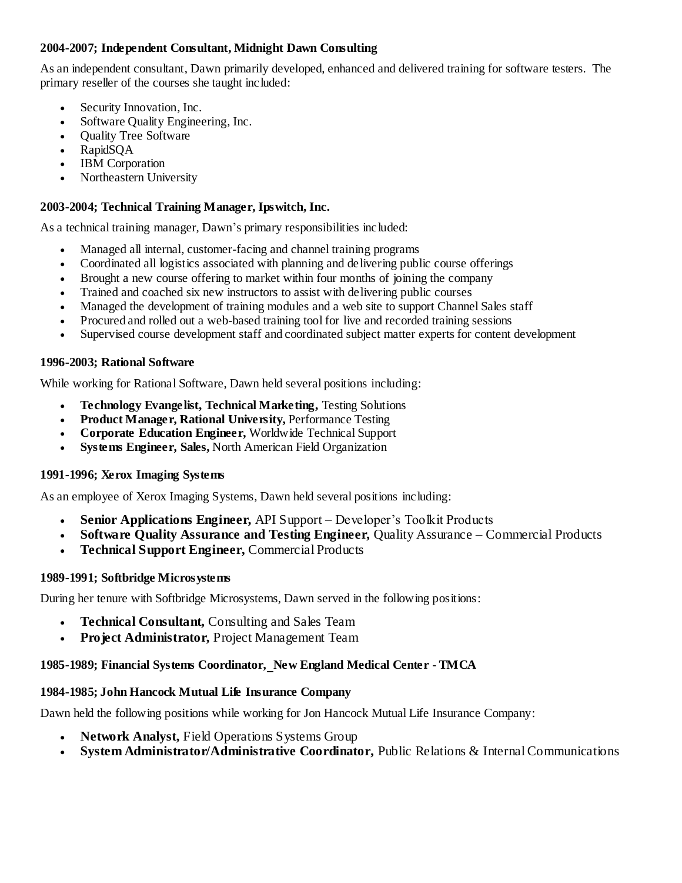**2004-2007; Independent Consultant, Midnight Dawn Consulting**

As an independent consultant, Dawn primarily developed, enhanced and delivered training for software testers. The primary reseller of the courses she taught included:

- Security Innovation, Inc.
- Software Quality Engineering, Inc.
- Quality Tree Software
- RapidSQA
- IBM Corporation
- Northeastern University

**2003-2004; Technical Training Manager, Ipswitch, Inc.**

As a technical training manager, Dawn's primary responsibilities included:

- Managed all internal, customer-facing and channel training programs
- Coordinated all logistics associated with planning and delivering public course offerings
- Brought a new course offering to market within four months of joining the company
- Trained and coached six new instructors to assist with delivering public courses
- Managed the development of training modules and a web site to support Channel Sales staff
- Procured and rolled out a web-based training tool for live and recorded training sessions
- Supervised course development staff and coordinated subject matter experts for content development

**1996-2003; Rational Software**

While working for Rational Software, Dawn held several positions including:

- **Technology Evangelist, Technical Marketing,** Testing Solutions
- **Product Manager, Rational University,** Performance Testing
- **Corporate Education Engineer,** Worldwide Technical Support
- **Systems Engineer, Sales,** North American Field Organization

**1991-1996; Xerox Imaging Systems**

As an employee of Xerox Imaging Systems, Dawn held several positions including:

- **Senior Applications Engineer,** API Support – Developer's Toolkit Products
- **Software Quality Assurance and Testing Engineer,** Quality Assurance – Commercial Products
- **Technical Support Engineer,** Commercial Products

**1989-1991; Softbridge Microsystems**

During her tenure with Softbridge Microsystems, Dawn served in the following positions:

- **Technical Consultant,** Consulting and Sales Team
- **Project Administrator,** Project Management Team

**1985-1989; Financial Systems Coordinator, New England Medical Center - TMCA**

**1984-1985; John Hancock Mutual Life Insurance Company**

Dawn held the following positions while working for Jon Hancock Mutual Life Insurance Company:

- **Network Analyst,** Field Operations Systems Group
- **System Administrator/Administrative Coordinator,** Public Relations & Internal Communications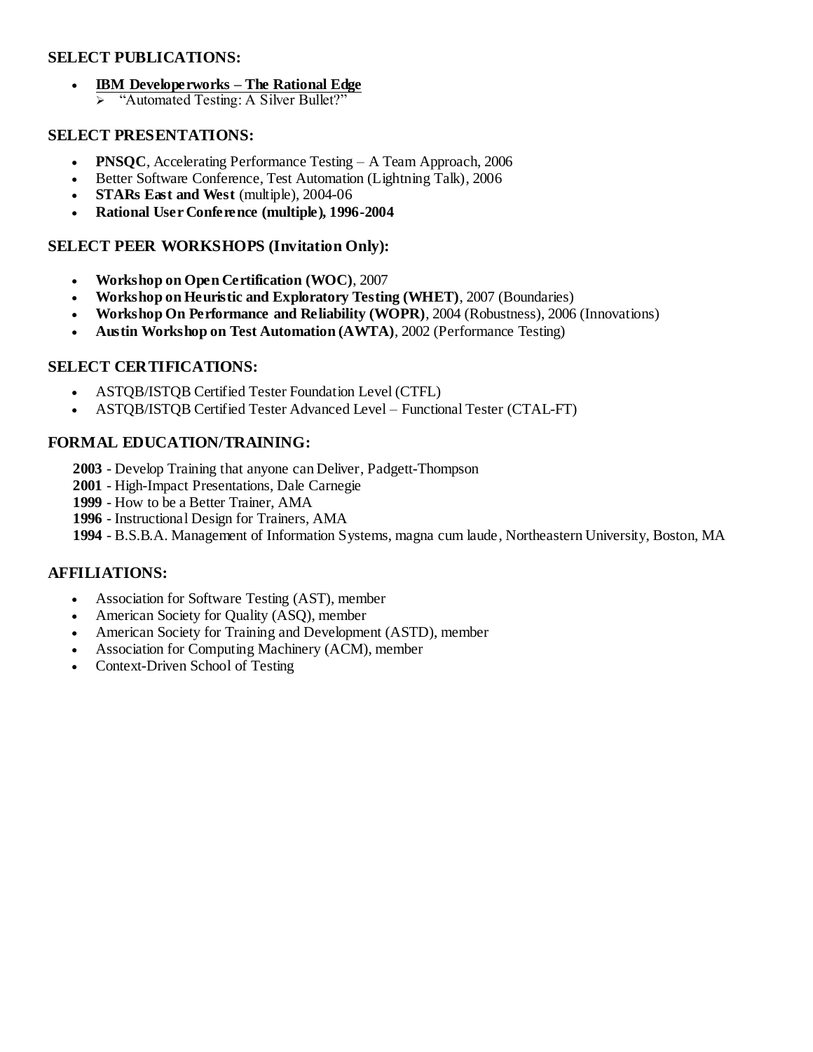## SELECT PUBLICATIONS:

- **IBM Developerworks – The Rational Edge**
  - "Automated Testing: A Silver Bullet?"

## SELECT PRESENTATIONS:

- **PNSQC**, Accelerating Performance Testing – A Team Approach, 2006
- Better Software Conference, Test Automation (Lightning Talk), 2006
- **STARs East and West** (multiple), 2004-06
- **Rational User Conference (multiple), 1996-2004**

## SELECT PEER WORKSHOPS (Invitation Only):

- **Workshop on Open Certification (WOC)**, 2007
- **Workshop on Heuristic and Exploratory Testing (WHET)**, 2007 (Boundaries)
- **Workshop On Performance and Reliability (WOPR)**, 2004 (Robustness), 2006 (Innovations)
- **Austin Workshop on Test Automation (AWTA)**, 2002 (Performance Testing)

## SELECT CERTIFICATIONS:

- ASTQB/ISTQB Certified Tester Foundation Level (CTFL)
- ASTQB/ISTQB Certified Tester Advanced Level – Functional Tester (CTAL-FT)

## FORMAL EDUCATION/TRAINING:

**2003** - Develop Training that anyone can Deliver, Padgett-Thompson
**2001** - High-Impact Presentations, Dale Carnegie
**1999** - How to be a Better Trainer, AMA
**1996** - Instructional Design for Trainers, AMA
**1994** - B.S.B.A. Management of Information Systems, magna cum laude, Northeastern University, Boston, MA

## AFFILIATIONS:

- Association for Software Testing (AST), member
- American Society for Quality (ASQ), member
- American Society for Training and Development (ASTD), member
- Association for Computing Machinery (ACM), member
- Context-Driven School of Testing